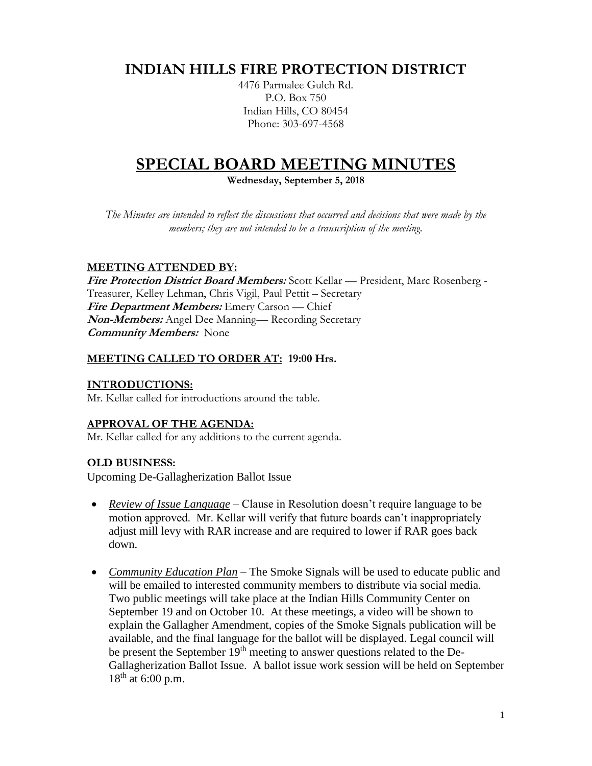# INDIAN HILLS FIRE PROTECTION DISTRICT

4476 Parmalee Gulch Rd.
P.O. Box 750
Indian Hills, CO 80454
Phone: 303-697-4568

# SPECIAL BOARD MEETING MINUTES

**Wednesday, September 5, 2018**

*The Minutes are intended to reflect the discussions that occurred and decisions that were made by the members; they are not intended to be a transcription of the meeting.*

## MEETING ATTENDED BY:

***Fire Protection District Board Members:*** Scott Kellar — President, Marc Rosenberg - Treasurer, Kelley Lehman, Chris Vigil, Paul Pettit – Secretary
***Fire Department Members:*** Emery Carson — Chief
***Non-Members:*** Angel Dee Manning— Recording Secretary
***Community Members:*** None

## MEETING CALLED TO ORDER AT: 19:00 Hrs.

## INTRODUCTIONS:

Mr. Kellar called for introductions around the table.

## APPROVAL OF THE AGENDA:

Mr. Kellar called for any additions to the current agenda.

## OLD BUSINESS:

Upcoming De-Gallagherization Ballot Issue

- *Review of Issue Language* – Clause in Resolution doesn't require language to be motion approved. Mr. Kellar will verify that future boards can't inappropriately adjust mill levy with RAR increase and are required to lower if RAR goes back down.

- *Community Education Plan* – The Smoke Signals will be used to educate public and will be emailed to interested community members to distribute via social media. Two public meetings will take place at the Indian Hills Community Center on September 19 and on October 10. At these meetings, a video will be shown to explain the Gallagher Amendment, copies of the Smoke Signals publication will be available, and the final language for the ballot will be displayed. Legal council will be present the September 19th meeting to answer questions related to the De-Gallagherization Ballot Issue. A ballot issue work session will be held on September 18th at 6:00 p.m.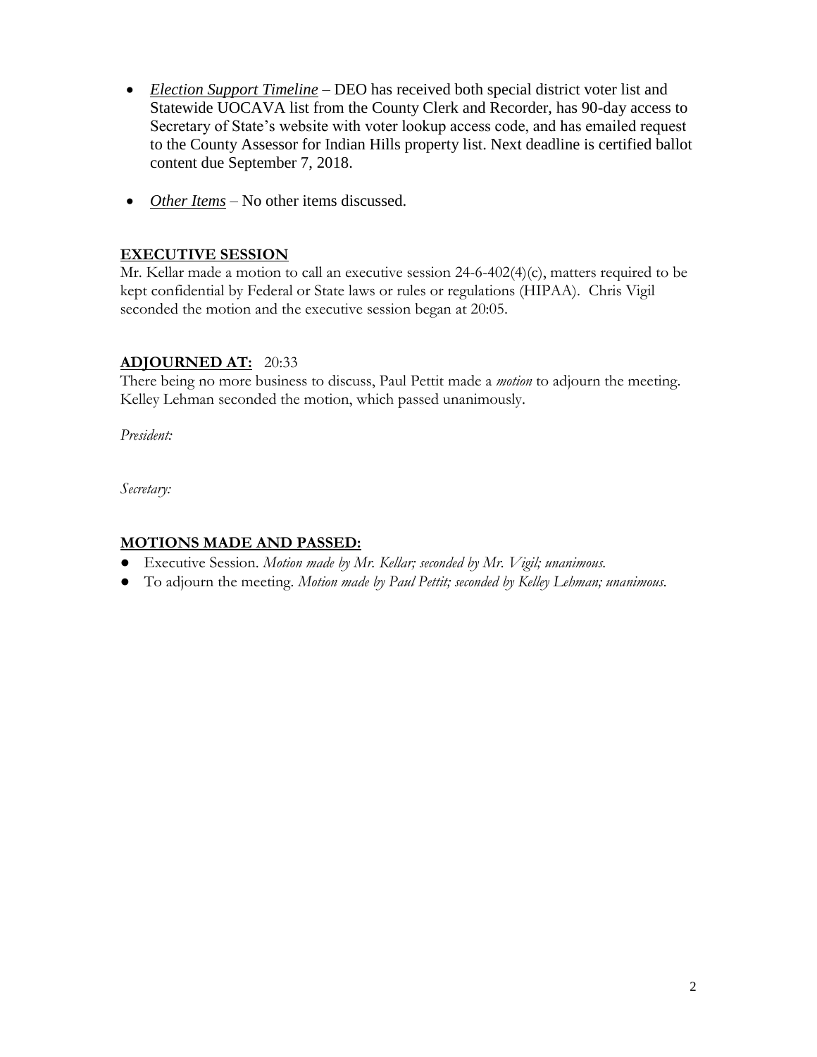- *Election Support Timeline* – DEO has received both special district voter list and Statewide UOCAVA list from the County Clerk and Recorder, has 90-day access to Secretary of State's website with voter lookup access code, and has emailed request to the County Assessor for Indian Hills property list. Next deadline is certified ballot content due September 7, 2018.

- *Other Items* – No other items discussed.

## EXECUTIVE SESSION

Mr. Kellar made a motion to call an executive session 24-6-402(4)(c), matters required to be kept confidential by Federal or State laws or rules or regulations (HIPAA). Chris Vigil seconded the motion and the executive session began at 20:05.

## ADJOURNED AT: 20:33

There being no more business to discuss, Paul Pettit made a *motion* to adjourn the meeting. Kelley Lehman seconded the motion, which passed unanimously.

*President:*

*Secretary:*

## MOTIONS MADE AND PASSED:

- Executive Session. *Motion made by Mr. Kellar; seconded by Mr. Vigil; unanimous.*
- To adjourn the meeting. *Motion made by Paul Pettit; seconded by Kelley Lehman; unanimous.*